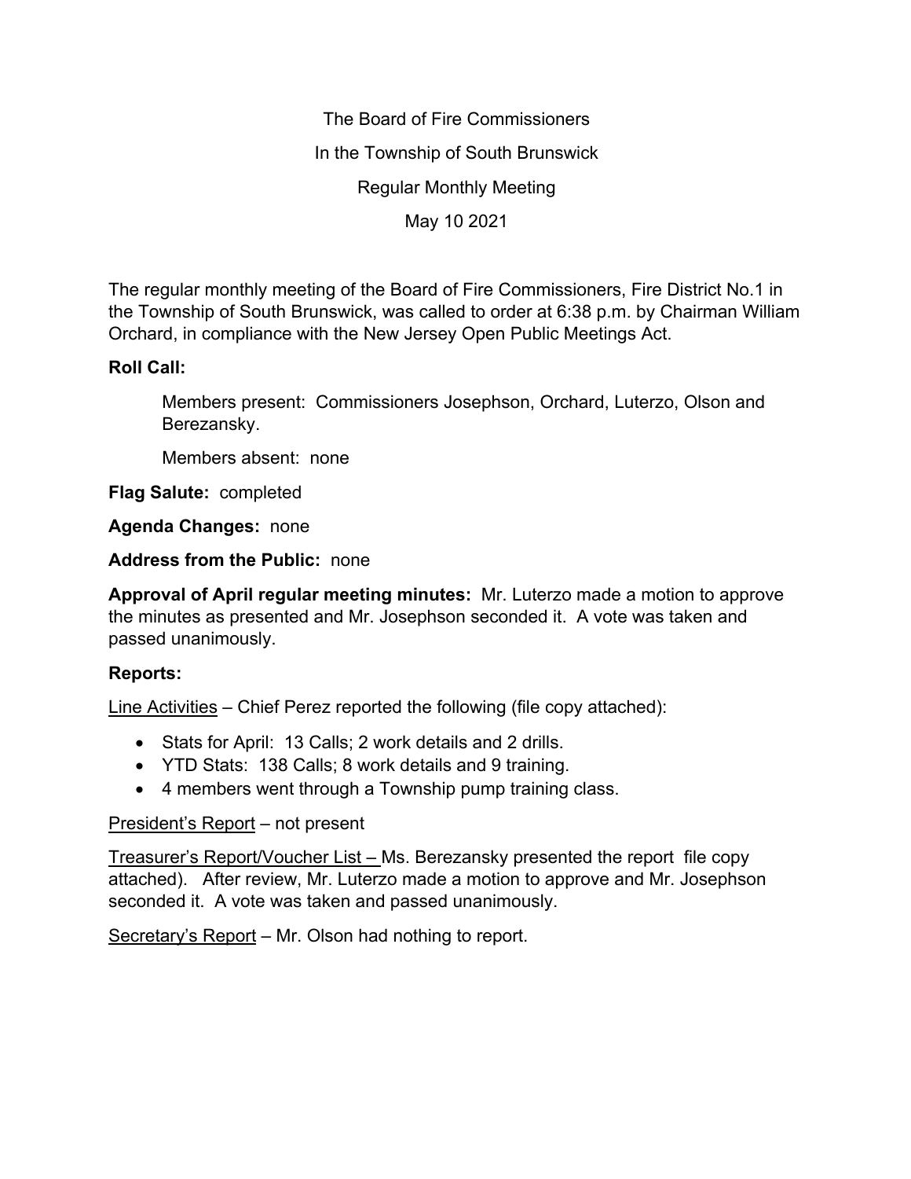The Board of Fire Commissioners

In the Township of South Brunswick

Regular Monthly Meeting

May 10 2021

The regular monthly meeting of the Board of Fire Commissioners, Fire District No.1 in the Township of South Brunswick, was called to order at 6:38 p.m. by Chairman William Orchard, in compliance with the New Jersey Open Public Meetings Act.

**Roll Call:**

Members present: Commissioners Josephson, Orchard, Luterzo, Olson and Berezansky.

Members absent: none

**Flag Salute:** completed

**Agenda Changes:** none

**Address from the Public:** none

**Approval of April regular meeting minutes:** Mr. Luterzo made a motion to approve the minutes as presented and Mr. Josephson seconded it. A vote was taken and passed unanimously.

**Reports:**

Line Activities – Chief Perez reported the following (file copy attached):

- Stats for April: 13 Calls; 2 work details and 2 drills.
- YTD Stats: 138 Calls; 8 work details and 9 training.
- 4 members went through a Township pump training class.

President's Report – not present

Treasurer's Report/Voucher List – Ms. Berezansky presented the report file copy attached). After review, Mr. Luterzo made a motion to approve and Mr. Josephson seconded it. A vote was taken and passed unanimously.

Secretary's Report – Mr. Olson had nothing to report.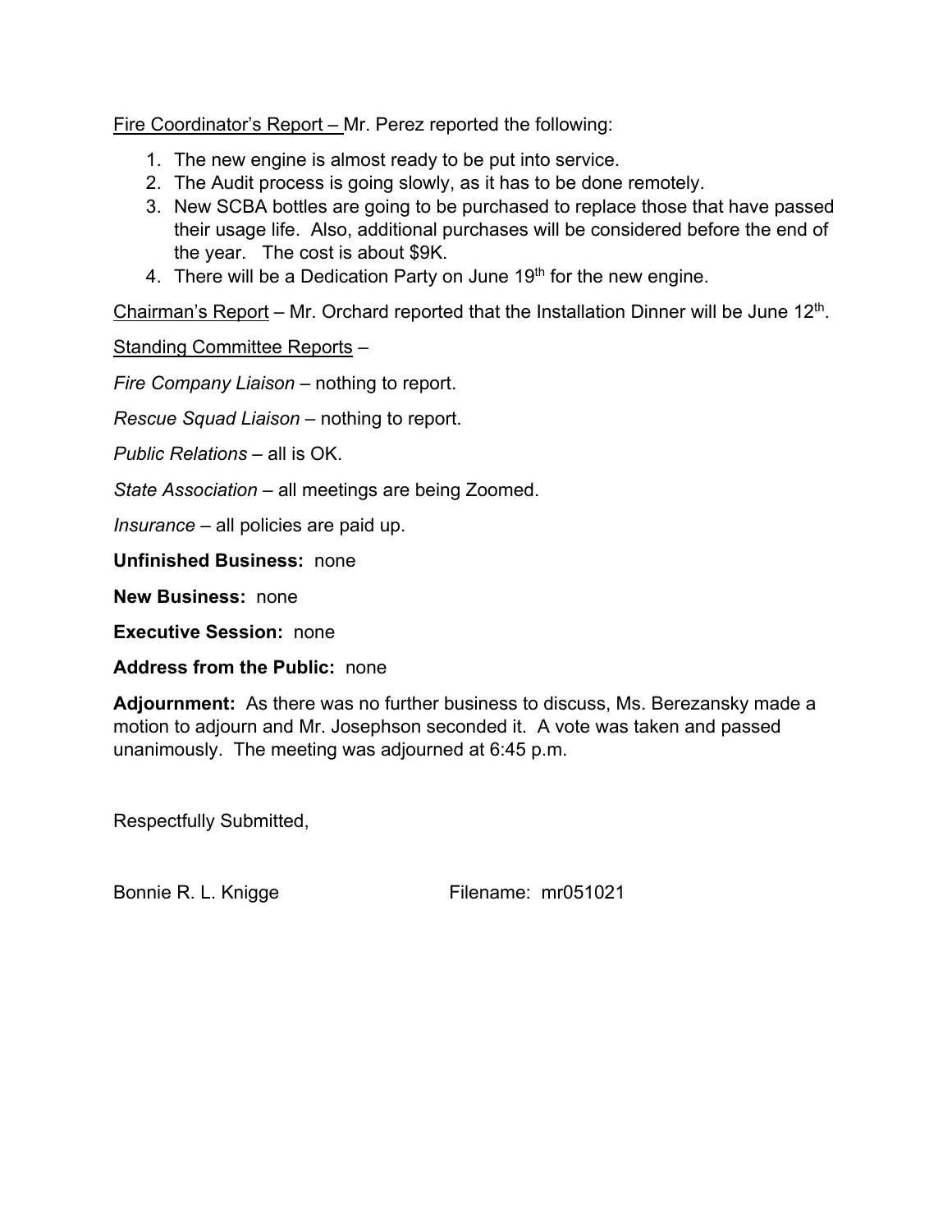Fire Coordinator's Report – Mr. Perez reported the following:

1. The new engine is almost ready to be put into service.
2. The Audit process is going slowly, as it has to be done remotely.
3. New SCBA bottles are going to be purchased to replace those that have passed their usage life. Also, additional purchases will be considered before the end of the year. The cost is about $9K.
4. There will be a Dedication Party on June 19th for the new engine.

Chairman's Report – Mr. Orchard reported that the Installation Dinner will be June 12th.

Standing Committee Reports –

*Fire Company Liaison* – nothing to report.

*Rescue Squad Liaison* – nothing to report.

*Public Relations* – all is OK.

*State Association* – all meetings are being Zoomed.

*Insurance* – all policies are paid up.

**Unfinished Business:** none

**New Business:** none

**Executive Session:** none

**Address from the Public:** none

**Adjournment:** As there was no further business to discuss, Ms. Berezansky made a motion to adjourn and Mr. Josephson seconded it. A vote was taken and passed unanimously. The meeting was adjourned at 6:45 p.m.

Respectfully Submitted,

Bonnie R. L. Knigge Filename: mr051021